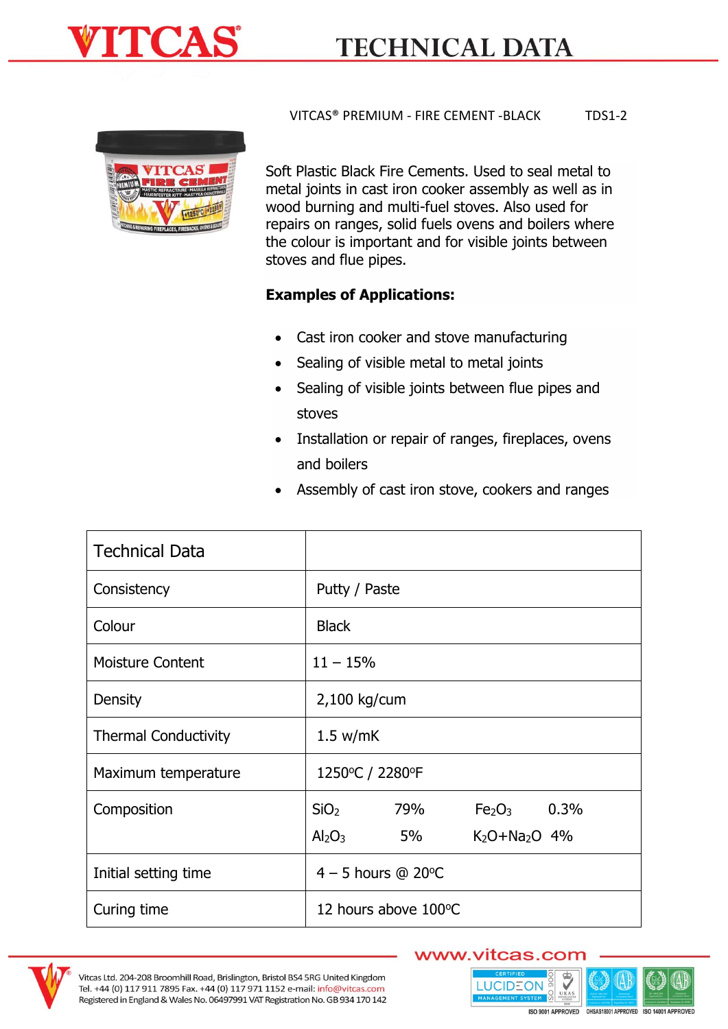# TECHNICAL DATA

VITCAS® PREMIUM - FIRE CEMENT -BLACK TDS1-2

Soft Plastic Black Fire Cements. Used to seal metal to metal joints in cast iron cooker assembly as well as in wood burning and multi-fuel stoves. Also used for repairs on ranges, solid fuels ovens and boilers where the colour is important and for visible joints between stoves and flue pipes.

**Examples of Applications:**

- Cast iron cooker and stove manufacturing
- Sealing of visible metal to metal joints
- Sealing of visible joints between flue pipes and stoves
- Installation or repair of ranges, fireplaces, ovens and boilers
- Assembly of cast iron stove, cookers and ranges

| Technical Data | |
|---|---|
| Consistency | Putty / Paste |
| Colour | Black |
| Moisture Content | 11 – 15% |
| Density | 2,100 kg/cum |
| Thermal Conductivity | 1.5 w/mK |
| Maximum temperature | 1250°C / 2280°F |
| Composition | $SiO_2$ 79% $Fe_2O_3$ 0.3% $Al_2O_3$ 5% $K_2O+Na_2O$ 4% |
| Initial setting time | 4 – 5 hours @ 20°C |
| Curing time | 12 hours above 100°C |

www.vitcas.com

Vitcas Ltd. 204-208 Broomhill Road, Brislington, Bristol BS4 5RG United Kingdom
Tel. +44 (0) 117 911 7895 Fax. +44 (0) 117 971 1152 e-mail: info@vitcas.com
Registered in England & Wales No. 06497991 VAT Registration No. GB 934 170 142

ISO 9001 APPROVED OHSAS18001 APPROVED ISO 14001 APPROVED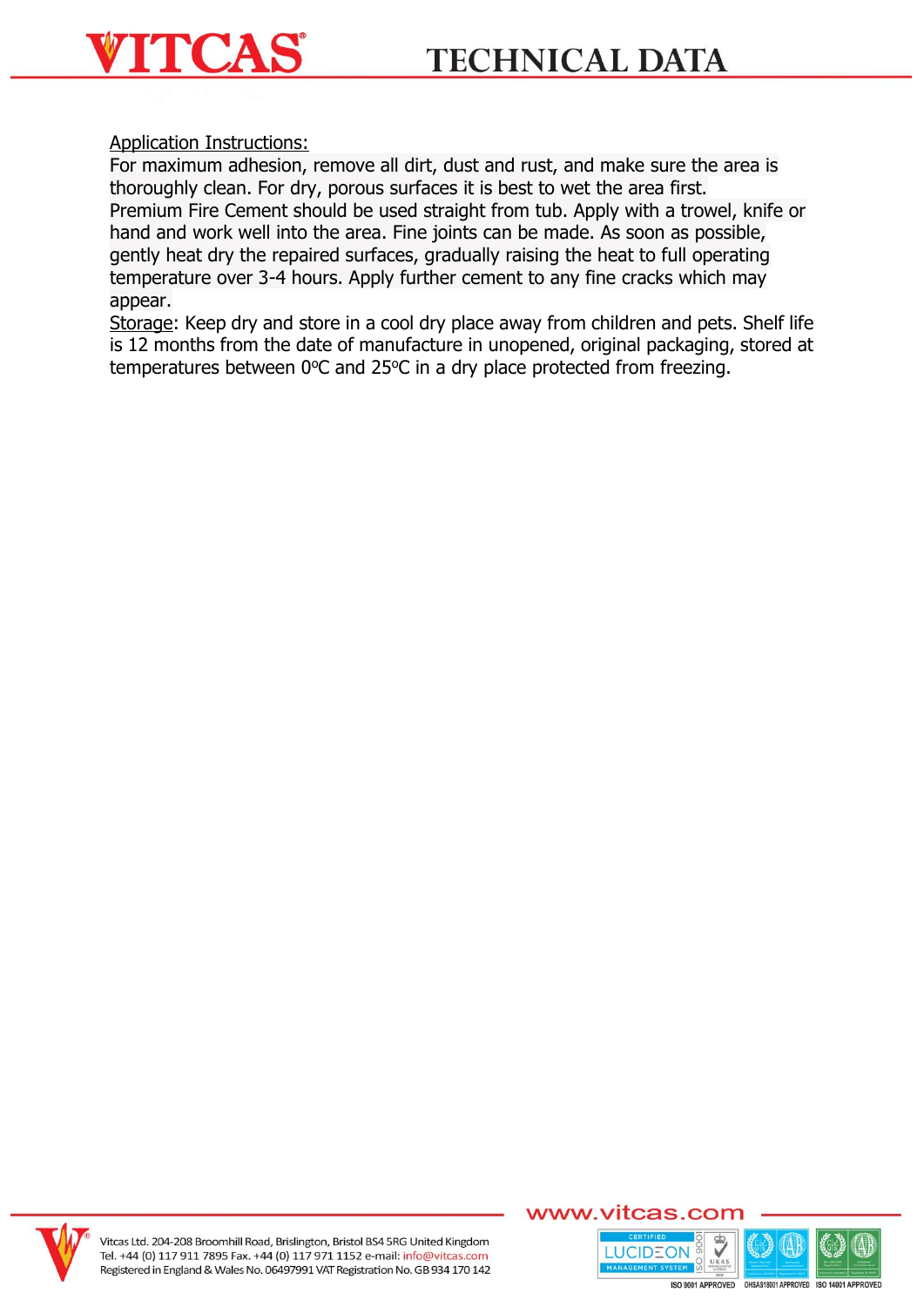Application Instructions:

For maximum adhesion, remove all dirt, dust and rust, and make sure the area is thoroughly clean. For dry, porous surfaces it is best to wet the area first.

Premium Fire Cement should be used straight from tub. Apply with a trowel, knife or hand and work well into the area. Fine joints can be made. As soon as possible, gently heat dry the repaired surfaces, gradually raising the heat to full operating temperature over 3-4 hours. Apply further cement to any fine cracks which may appear.

Storage: Keep dry and store in a cool dry place away from children and pets. Shelf life is 12 months from the date of manufacture in unopened, original packaging, stored at temperatures between 0ºC and 25ºC in a dry place protected from freezing.